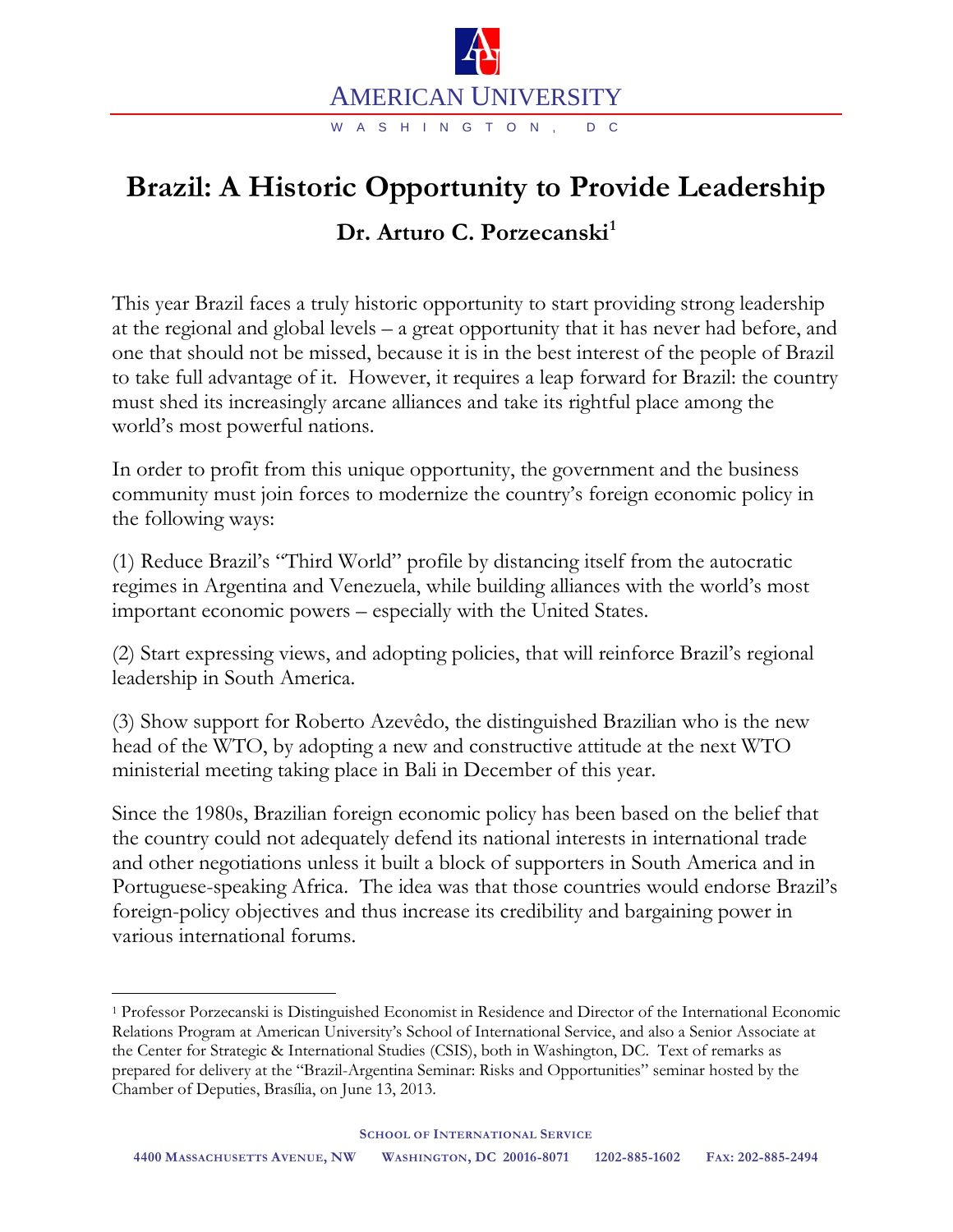# Brazil: A Historic Opportunity to Provide Leadership

## Dr. Arturo C. Porzecanski[1]

This year Brazil faces a truly historic opportunity to start providing strong leadership at the regional and global levels – a great opportunity that it has never had before, and one that should not be missed, because it is in the best interest of the people of Brazil to take full advantage of it. However, it requires a leap forward for Brazil: the country must shed its increasingly arcane alliances and take its rightful place among the world's most powerful nations.

In order to profit from this unique opportunity, the government and the business community must join forces to modernize the country's foreign economic policy in the following ways:

(1) Reduce Brazil's "Third World" profile by distancing itself from the autocratic regimes in Argentina and Venezuela, while building alliances with the world's most important economic powers – especially with the United States.

(2) Start expressing views, and adopting policies, that will reinforce Brazil's regional leadership in South America.

(3) Show support for Roberto Azevêdo, the distinguished Brazilian who is the new head of the WTO, by adopting a new and constructive attitude at the next WTO ministerial meeting taking place in Bali in December of this year.

Since the 1980s, Brazilian foreign economic policy has been based on the belief that the country could not adequately defend its national interests in international trade and other negotiations unless it built a block of supporters in South America and in Portuguese-speaking Africa. The idea was that those countries would endorse Brazil's foreign-policy objectives and thus increase its credibility and bargaining power in various international forums.

---

[1] Professor Porzecanski is Distinguished Economist in Residence and Director of the International Economic Relations Program at American University's School of International Service, and also a Senior Associate at the Center for Strategic & International Studies (CSIS), both in Washington, DC. Text of remarks as prepared for delivery at the "Brazil-Argentina Seminar: Risks and Opportunities" seminar hosted by the Chamber of Deputies, Brasília, on June 13, 2013.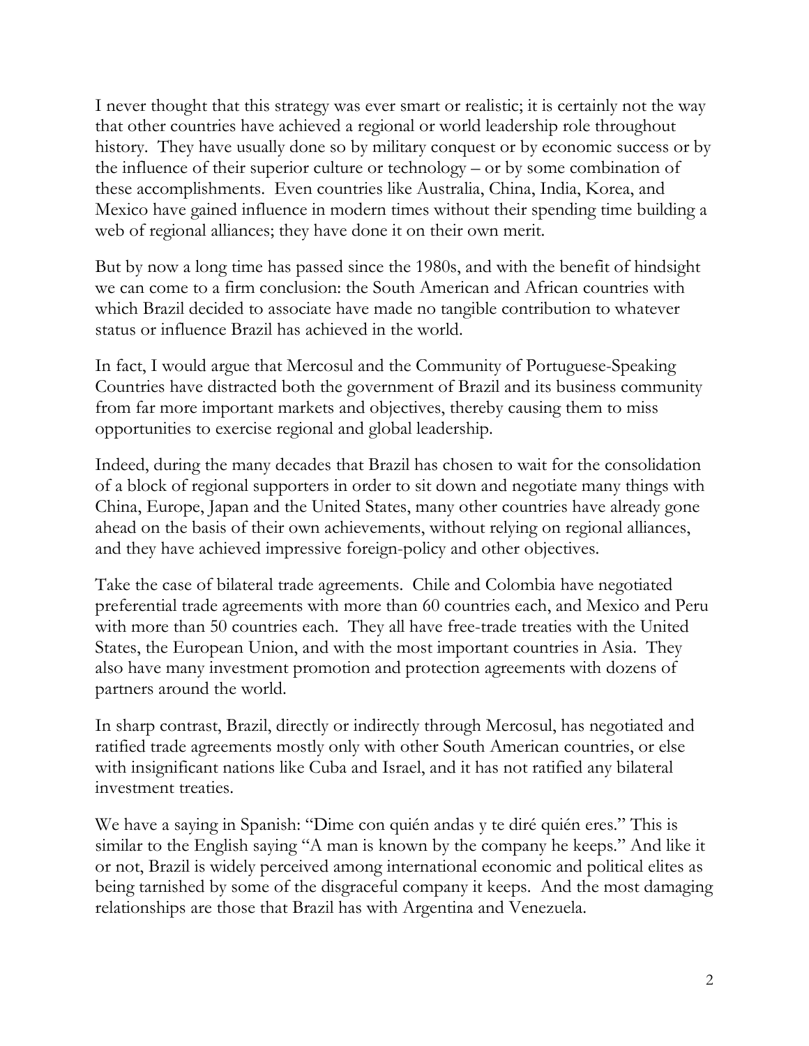I never thought that this strategy was ever smart or realistic; it is certainly not the way that other countries have achieved a regional or world leadership role throughout history. They have usually done so by military conquest or by economic success or by the influence of their superior culture or technology – or by some combination of these accomplishments. Even countries like Australia, China, India, Korea, and Mexico have gained influence in modern times without their spending time building a web of regional alliances; they have done it on their own merit.

But by now a long time has passed since the 1980s, and with the benefit of hindsight we can come to a firm conclusion: the South American and African countries with which Brazil decided to associate have made no tangible contribution to whatever status or influence Brazil has achieved in the world.

In fact, I would argue that Mercosul and the Community of Portuguese-Speaking Countries have distracted both the government of Brazil and its business community from far more important markets and objectives, thereby causing them to miss opportunities to exercise regional and global leadership.

Indeed, during the many decades that Brazil has chosen to wait for the consolidation of a block of regional supporters in order to sit down and negotiate many things with China, Europe, Japan and the United States, many other countries have already gone ahead on the basis of their own achievements, without relying on regional alliances, and they have achieved impressive foreign-policy and other objectives.

Take the case of bilateral trade agreements. Chile and Colombia have negotiated preferential trade agreements with more than 60 countries each, and Mexico and Peru with more than 50 countries each. They all have free-trade treaties with the United States, the European Union, and with the most important countries in Asia. They also have many investment promotion and protection agreements with dozens of partners around the world.

In sharp contrast, Brazil, directly or indirectly through Mercosul, has negotiated and ratified trade agreements mostly only with other South American countries, or else with insignificant nations like Cuba and Israel, and it has not ratified any bilateral investment treaties.

We have a saying in Spanish: "Dime con quién andas y te diré quién eres." This is similar to the English saying "A man is known by the company he keeps." And like it or not, Brazil is widely perceived among international economic and political elites as being tarnished by some of the disgraceful company it keeps. And the most damaging relationships are those that Brazil has with Argentina and Venezuela.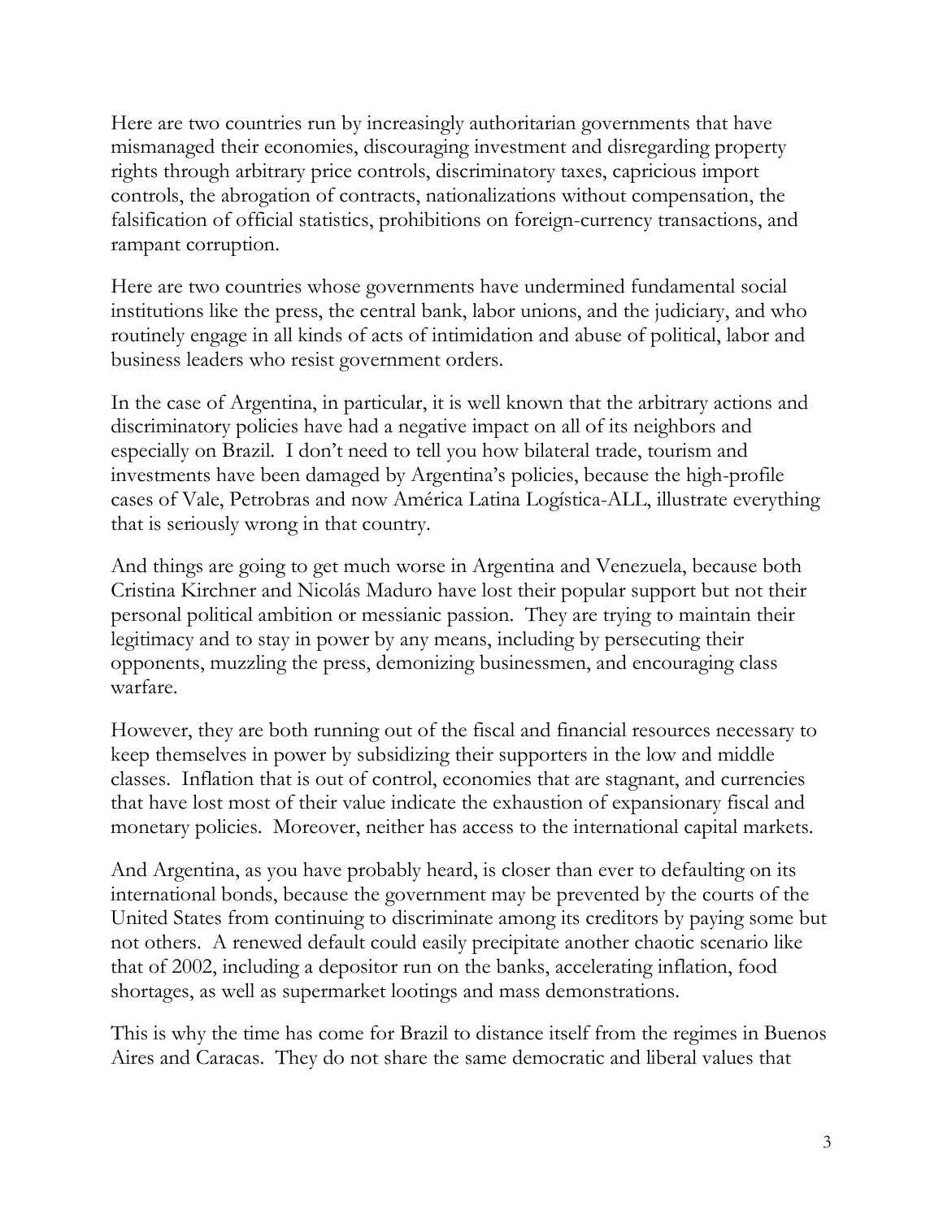Here are two countries run by increasingly authoritarian governments that have mismanaged their economies, discouraging investment and disregarding property rights through arbitrary price controls, discriminatory taxes, capricious import controls, the abrogation of contracts, nationalizations without compensation, the falsification of official statistics, prohibitions on foreign-currency transactions, and rampant corruption.

Here are two countries whose governments have undermined fundamental social institutions like the press, the central bank, labor unions, and the judiciary, and who routinely engage in all kinds of acts of intimidation and abuse of political, labor and business leaders who resist government orders.

In the case of Argentina, in particular, it is well known that the arbitrary actions and discriminatory policies have had a negative impact on all of its neighbors and especially on Brazil. I don't need to tell you how bilateral trade, tourism and investments have been damaged by Argentina's policies, because the high-profile cases of Vale, Petrobras and now América Latina Logística-ALL, illustrate everything that is seriously wrong in that country.

And things are going to get much worse in Argentina and Venezuela, because both Cristina Kirchner and Nicolás Maduro have lost their popular support but not their personal political ambition or messianic passion. They are trying to maintain their legitimacy and to stay in power by any means, including by persecuting their opponents, muzzling the press, demonizing businessmen, and encouraging class warfare.

However, they are both running out of the fiscal and financial resources necessary to keep themselves in power by subsidizing their supporters in the low and middle classes. Inflation that is out of control, economies that are stagnant, and currencies that have lost most of their value indicate the exhaustion of expansionary fiscal and monetary policies. Moreover, neither has access to the international capital markets.

And Argentina, as you have probably heard, is closer than ever to defaulting on its international bonds, because the government may be prevented by the courts of the United States from continuing to discriminate among its creditors by paying some but not others. A renewed default could easily precipitate another chaotic scenario like that of 2002, including a depositor run on the banks, accelerating inflation, food shortages, as well as supermarket lootings and mass demonstrations.

This is why the time has come for Brazil to distance itself from the regimes in Buenos Aires and Caracas. They do not share the same democratic and liberal values that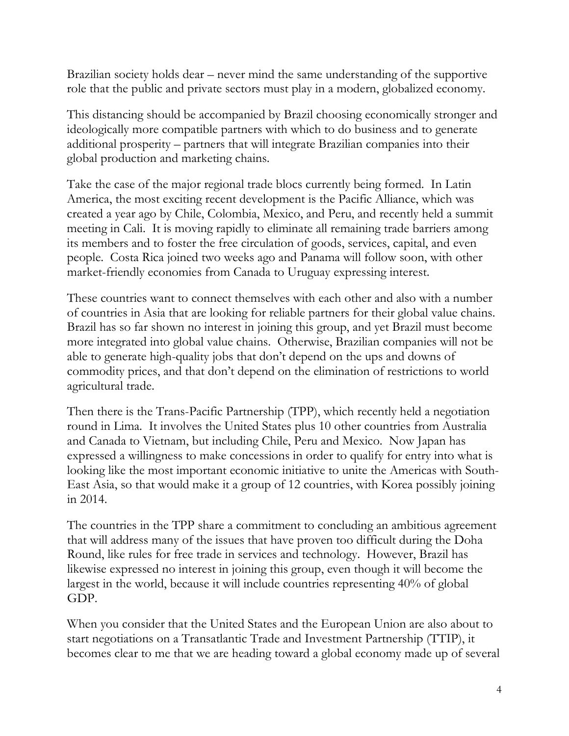Brazilian society holds dear – never mind the same understanding of the supportive role that the public and private sectors must play in a modern, globalized economy.

This distancing should be accompanied by Brazil choosing economically stronger and ideologically more compatible partners with which to do business and to generate additional prosperity – partners that will integrate Brazilian companies into their global production and marketing chains.

Take the case of the major regional trade blocs currently being formed. In Latin America, the most exciting recent development is the Pacific Alliance, which was created a year ago by Chile, Colombia, Mexico, and Peru, and recently held a summit meeting in Cali. It is moving rapidly to eliminate all remaining trade barriers among its members and to foster the free circulation of goods, services, capital, and even people. Costa Rica joined two weeks ago and Panama will follow soon, with other market-friendly economies from Canada to Uruguay expressing interest.

These countries want to connect themselves with each other and also with a number of countries in Asia that are looking for reliable partners for their global value chains. Brazil has so far shown no interest in joining this group, and yet Brazil must become more integrated into global value chains. Otherwise, Brazilian companies will not be able to generate high-quality jobs that don't depend on the ups and downs of commodity prices, and that don't depend on the elimination of restrictions to world agricultural trade.

Then there is the Trans-Pacific Partnership (TPP), which recently held a negotiation round in Lima. It involves the United States plus 10 other countries from Australia and Canada to Vietnam, but including Chile, Peru and Mexico. Now Japan has expressed a willingness to make concessions in order to qualify for entry into what is looking like the most important economic initiative to unite the Americas with South-East Asia, so that would make it a group of 12 countries, with Korea possibly joining in 2014.

The countries in the TPP share a commitment to concluding an ambitious agreement that will address many of the issues that have proven too difficult during the Doha Round, like rules for free trade in services and technology. However, Brazil has likewise expressed no interest in joining this group, even though it will become the largest in the world, because it will include countries representing 40% of global GDP.

When you consider that the United States and the European Union are also about to start negotiations on a Transatlantic Trade and Investment Partnership (TTIP), it becomes clear to me that we are heading toward a global economy made up of several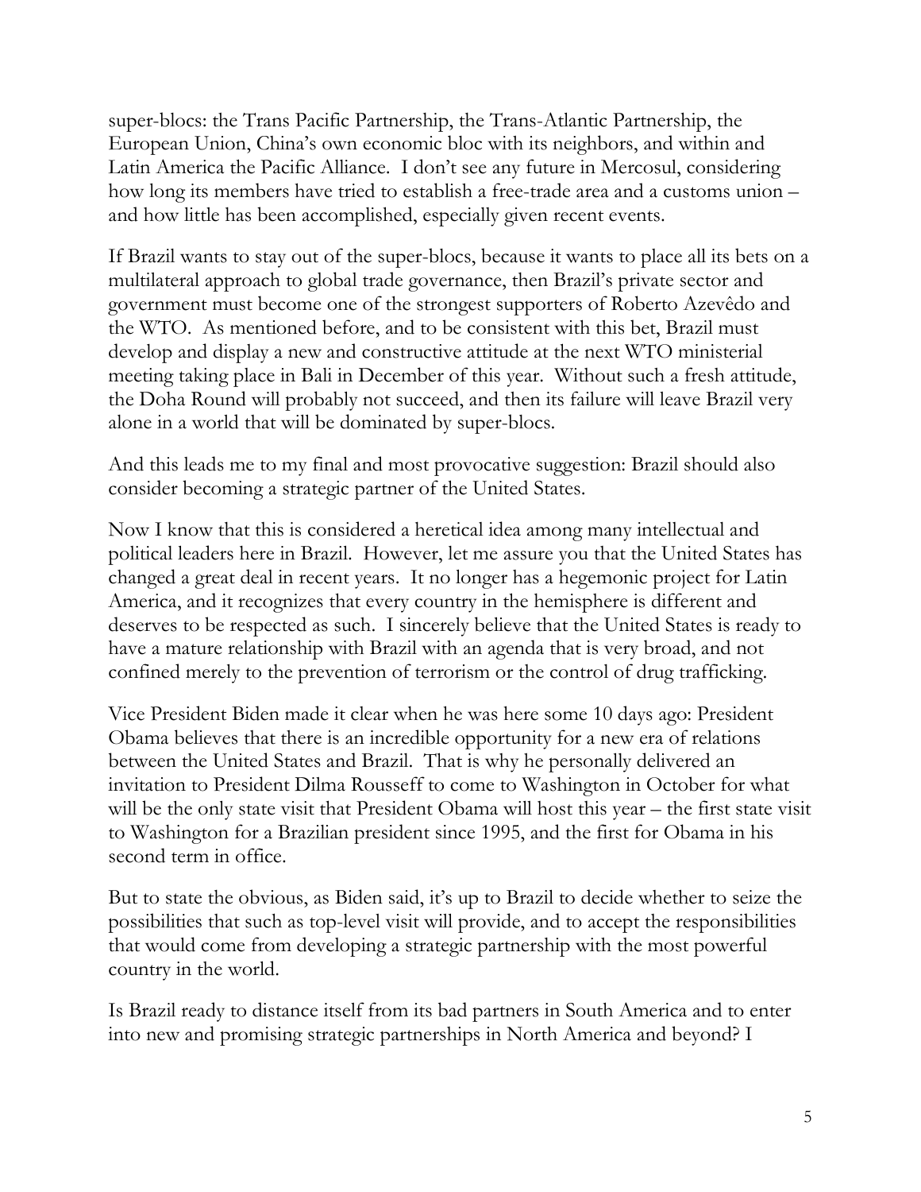super-blocs: the Trans Pacific Partnership, the Trans-Atlantic Partnership, the European Union, China's own economic bloc with its neighbors, and within and Latin America the Pacific Alliance. I don't see any future in Mercosul, considering how long its members have tried to establish a free-trade area and a customs union – and how little has been accomplished, especially given recent events.

If Brazil wants to stay out of the super-blocs, because it wants to place all its bets on a multilateral approach to global trade governance, then Brazil's private sector and government must become one of the strongest supporters of Roberto Azevêdo and the WTO. As mentioned before, and to be consistent with this bet, Brazil must develop and display a new and constructive attitude at the next WTO ministerial meeting taking place in Bali in December of this year. Without such a fresh attitude, the Doha Round will probably not succeed, and then its failure will leave Brazil very alone in a world that will be dominated by super-blocs.

And this leads me to my final and most provocative suggestion: Brazil should also consider becoming a strategic partner of the United States.

Now I know that this is considered a heretical idea among many intellectual and political leaders here in Brazil. However, let me assure you that the United States has changed a great deal in recent years. It no longer has a hegemonic project for Latin America, and it recognizes that every country in the hemisphere is different and deserves to be respected as such. I sincerely believe that the United States is ready to have a mature relationship with Brazil with an agenda that is very broad, and not confined merely to the prevention of terrorism or the control of drug trafficking.

Vice President Biden made it clear when he was here some 10 days ago: President Obama believes that there is an incredible opportunity for a new era of relations between the United States and Brazil. That is why he personally delivered an invitation to President Dilma Rousseff to come to Washington in October for what will be the only state visit that President Obama will host this year – the first state visit to Washington for a Brazilian president since 1995, and the first for Obama in his second term in office.

But to state the obvious, as Biden said, it's up to Brazil to decide whether to seize the possibilities that such as top-level visit will provide, and to accept the responsibilities that would come from developing a strategic partnership with the most powerful country in the world.

Is Brazil ready to distance itself from its bad partners in South America and to enter into new and promising strategic partnerships in North America and beyond? I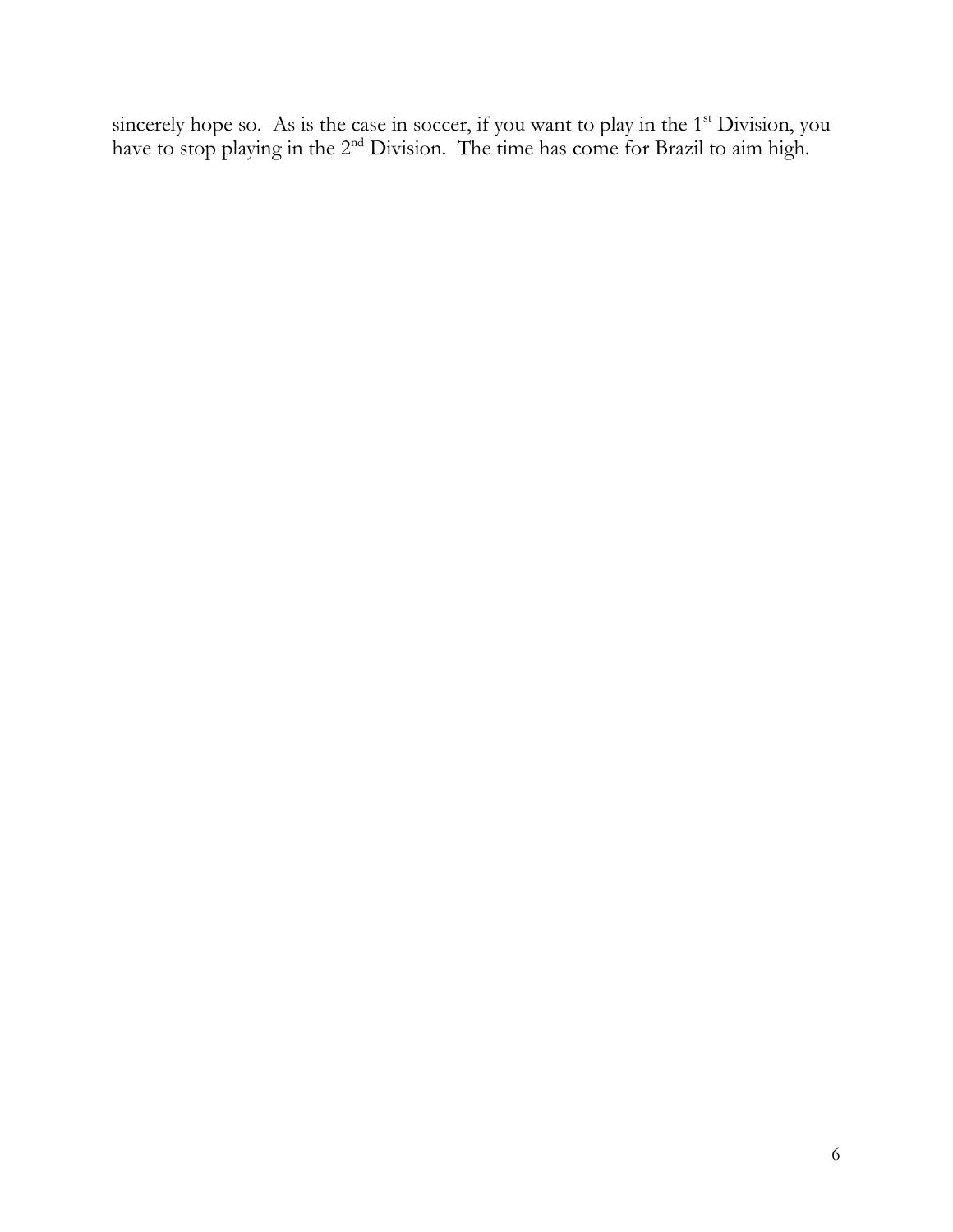sincerely hope so. As is the case in soccer, if you want to play in the 1st Division, you have to stop playing in the 2nd Division. The time has come for Brazil to aim high.